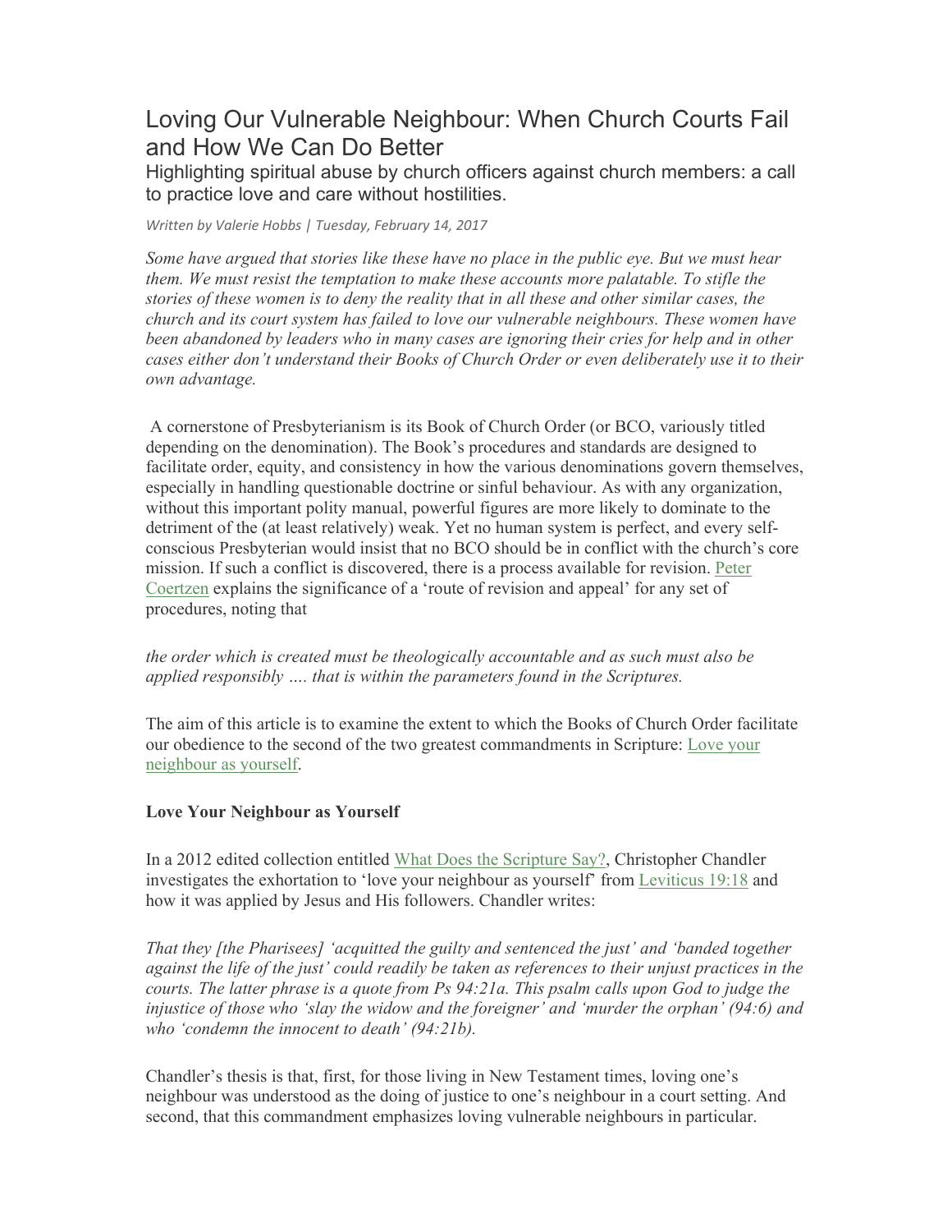# Loving Our Vulnerable Neighbour: When Church Courts Fail and How We Can Do Better

## Highlighting spiritual abuse by church officers against church members: a call to practice love and care without hostilities.

*Written by Valerie Hobbs | Tuesday, February 14, 2017*

*Some have argued that stories like these have no place in the public eye. But we must hear them. We must resist the temptation to make these accounts more palatable. To stifle the stories of these women is to deny the reality that in all these and other similar cases, the church and its court system has failed to love our vulnerable neighbours. These women have been abandoned by leaders who in many cases are ignoring their cries for help and in other cases either don't understand their Books of Church Order or even deliberately use it to their own advantage.*

A cornerstone of Presbyterianism is its Book of Church Order (or BCO, variously titled depending on the denomination). The Book's procedures and standards are designed to facilitate order, equity, and consistency in how the various denominations govern themselves, especially in handling questionable doctrine or sinful behaviour. As with any organization, without this important polity manual, powerful figures are more likely to dominate to the detriment of the (at least relatively) weak. Yet no human system is perfect, and every self-conscious Presbyterian would insist that no BCO should be in conflict with the church's core mission. If such a conflict is discovered, there is a process available for revision. Peter Coertzen explains the significance of a 'route of revision and appeal' for any set of procedures, noting that

*the order which is created must be theologically accountable and as such must also be applied responsibly …. that is within the parameters found in the Scriptures.*

The aim of this article is to examine the extent to which the Books of Church Order facilitate our obedience to the second of the two greatest commandments in Scripture: Love your neighbour as yourself.

**Love Your Neighbour as Yourself**

In a 2012 edited collection entitled What Does the Scripture Say?, Christopher Chandler investigates the exhortation to 'love your neighbour as yourself' from Leviticus 19:18 and how it was applied by Jesus and His followers. Chandler writes:

*That they [the Pharisees] 'acquitted the guilty and sentenced the just' and 'banded together against the life of the just' could readily be taken as references to their unjust practices in the courts. The latter phrase is a quote from Ps 94:21a. This psalm calls upon God to judge the injustice of those who 'slay the widow and the foreigner' and 'murder the orphan' (94:6) and who 'condemn the innocent to death' (94:21b).*

Chandler's thesis is that, first, for those living in New Testament times, loving one's neighbour was understood as the doing of justice to one's neighbour in a court setting. And second, that this commandment emphasizes loving vulnerable neighbours in particular.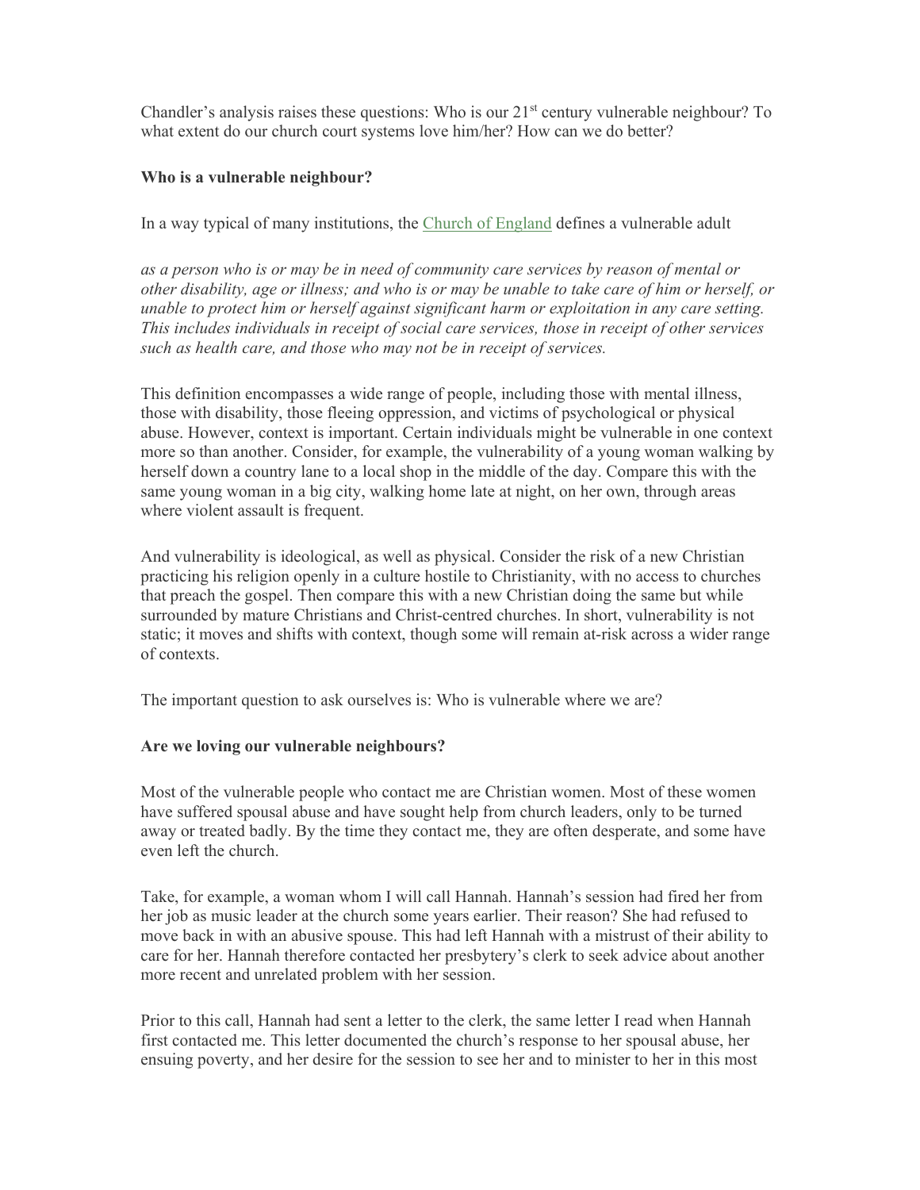Chandler's analysis raises these questions: Who is our 21st century vulnerable neighbour? To what extent do our church court systems love him/her? How can we do better?

**Who is a vulnerable neighbour?**

In a way typical of many institutions, the Church of England defines a vulnerable adult

*as a person who is or may be in need of community care services by reason of mental or other disability, age or illness; and who is or may be unable to take care of him or herself, or unable to protect him or herself against significant harm or exploitation in any care setting. This includes individuals in receipt of social care services, those in receipt of other services such as health care, and those who may not be in receipt of services.*

This definition encompasses a wide range of people, including those with mental illness, those with disability, those fleeing oppression, and victims of psychological or physical abuse. However, context is important. Certain individuals might be vulnerable in one context more so than another. Consider, for example, the vulnerability of a young woman walking by herself down a country lane to a local shop in the middle of the day. Compare this with the same young woman in a big city, walking home late at night, on her own, through areas where violent assault is frequent.

And vulnerability is ideological, as well as physical. Consider the risk of a new Christian practicing his religion openly in a culture hostile to Christianity, with no access to churches that preach the gospel. Then compare this with a new Christian doing the same but while surrounded by mature Christians and Christ-centred churches. In short, vulnerability is not static; it moves and shifts with context, though some will remain at-risk across a wider range of contexts.

The important question to ask ourselves is: Who is vulnerable where we are?

**Are we loving our vulnerable neighbours?**

Most of the vulnerable people who contact me are Christian women. Most of these women have suffered spousal abuse and have sought help from church leaders, only to be turned away or treated badly. By the time they contact me, they are often desperate, and some have even left the church.

Take, for example, a woman whom I will call Hannah. Hannah's session had fired her from her job as music leader at the church some years earlier. Their reason? She had refused to move back in with an abusive spouse. This had left Hannah with a mistrust of their ability to care for her. Hannah therefore contacted her presbytery's clerk to seek advice about another more recent and unrelated problem with her session.

Prior to this call, Hannah had sent a letter to the clerk, the same letter I read when Hannah first contacted me. This letter documented the church's response to her spousal abuse, her ensuing poverty, and her desire for the session to see her and to minister to her in this most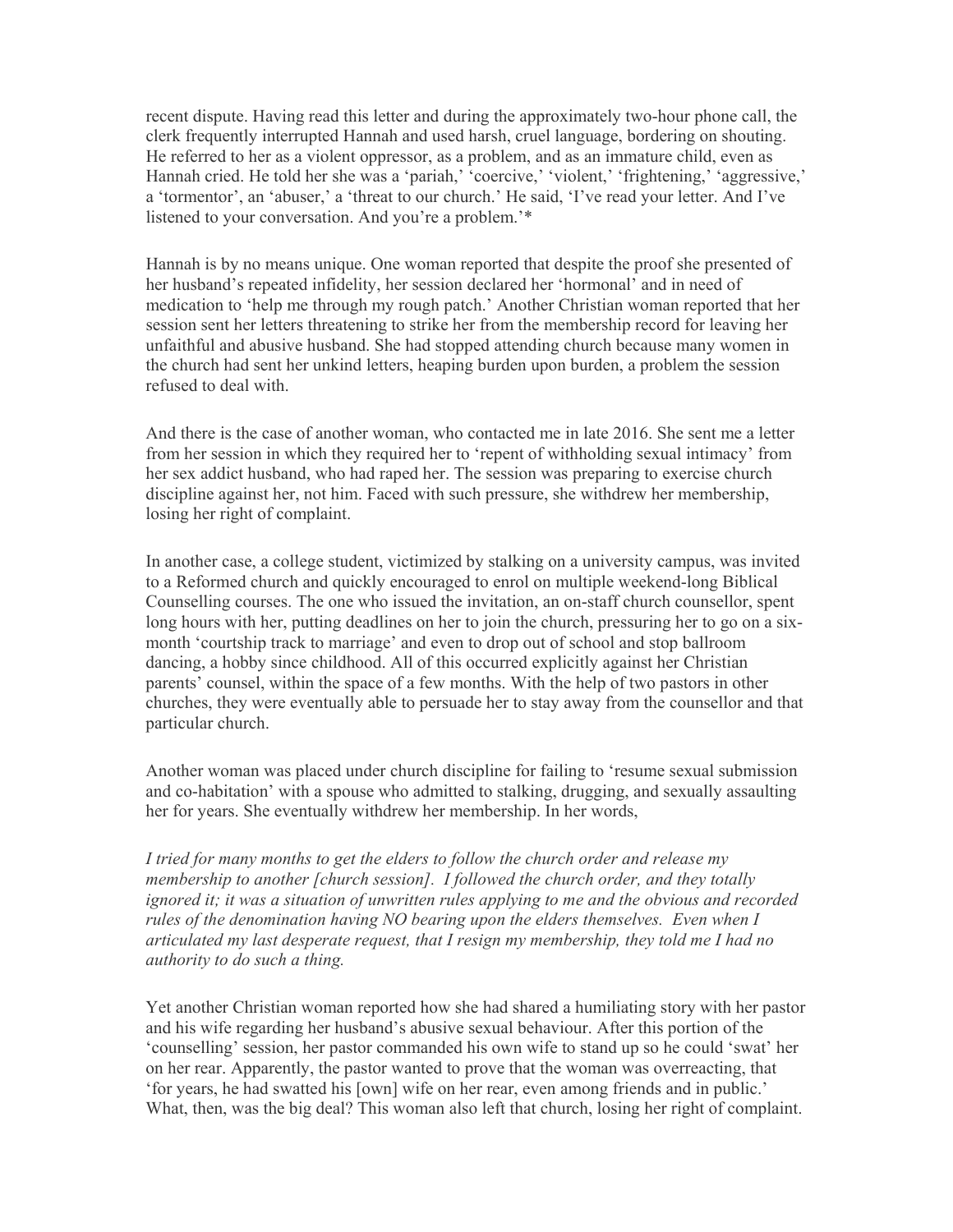recent dispute. Having read this letter and during the approximately two-hour phone call, the clerk frequently interrupted Hannah and used harsh, cruel language, bordering on shouting. He referred to her as a violent oppressor, as a problem, and as an immature child, even as Hannah cried. He told her she was a 'pariah,' 'coercive,' 'violent,' 'frightening,' 'aggressive,' a 'tormentor', an 'abuser,' a 'threat to our church.' He said, 'I've read your letter. And I've listened to your conversation. And you're a problem.'*

Hannah is by no means unique. One woman reported that despite the proof she presented of her husband's repeated infidelity, her session declared her 'hormonal' and in need of medication to 'help me through my rough patch.' Another Christian woman reported that her session sent her letters threatening to strike her from the membership record for leaving her unfaithful and abusive husband. She had stopped attending church because many women in the church had sent her unkind letters, heaping burden upon burden, a problem the session refused to deal with.

And there is the case of another woman, who contacted me in late 2016. She sent me a letter from her session in which they required her to 'repent of withholding sexual intimacy' from her sex addict husband, who had raped her. The session was preparing to exercise church discipline against her, not him. Faced with such pressure, she withdrew her membership, losing her right of complaint.

In another case, a college student, victimized by stalking on a university campus, was invited to a Reformed church and quickly encouraged to enrol on multiple weekend-long Biblical Counselling courses. The one who issued the invitation, an on-staff church counsellor, spent long hours with her, putting deadlines on her to join the church, pressuring her to go on a six-month 'courtship track to marriage' and even to drop out of school and stop ballroom dancing, a hobby since childhood. All of this occurred explicitly against her Christian parents' counsel, within the space of a few months. With the help of two pastors in other churches, they were eventually able to persuade her to stay away from the counsellor and that particular church.

Another woman was placed under church discipline for failing to 'resume sexual submission and co-habitation' with a spouse who admitted to stalking, drugging, and sexually assaulting her for years. She eventually withdrew her membership. In her words,

*I tried for many months to get the elders to follow the church order and release my membership to another [church session]. I followed the church order, and they totally ignored it; it was a situation of unwritten rules applying to me and the obvious and recorded rules of the denomination having NO bearing upon the elders themselves. Even when I articulated my last desperate request, that I resign my membership, they told me I had no authority to do such a thing.*

Yet another Christian woman reported how she had shared a humiliating story with her pastor and his wife regarding her husband's abusive sexual behaviour. After this portion of the 'counselling' session, her pastor commanded his own wife to stand up so he could 'swat' her on her rear. Apparently, the pastor wanted to prove that the woman was overreacting, that 'for years, he had swatted his [own] wife on her rear, even among friends and in public.' What, then, was the big deal? This woman also left that church, losing her right of complaint.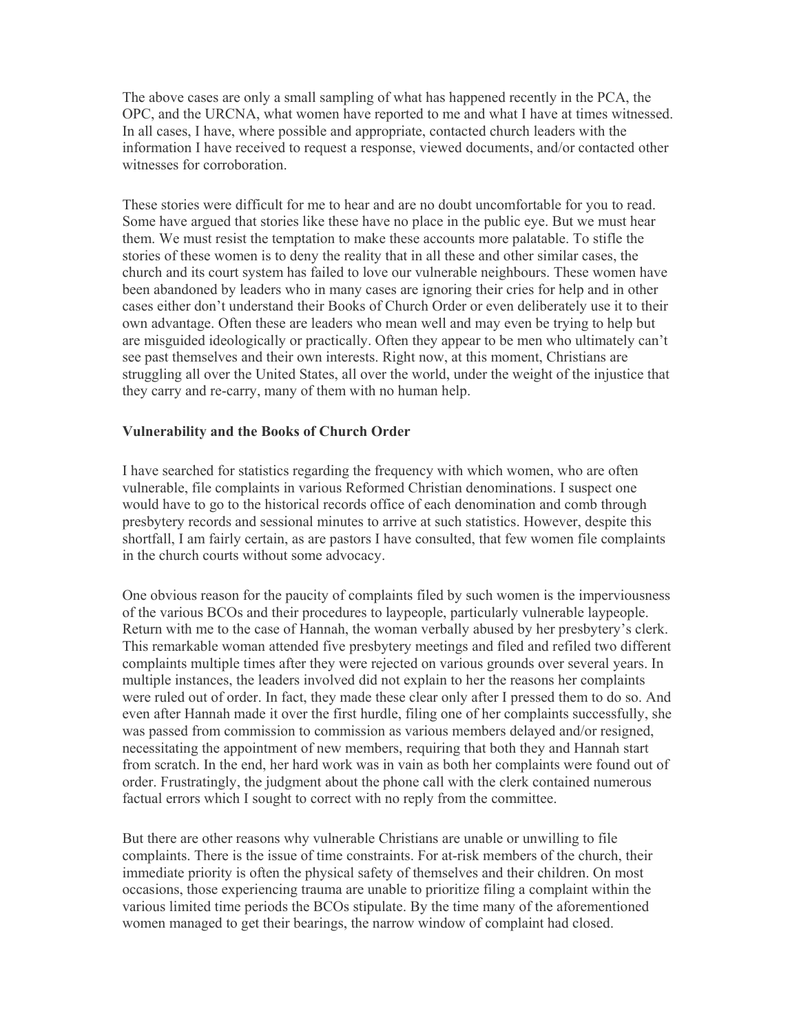The above cases are only a small sampling of what has happened recently in the PCA, the OPC, and the URCNA, what women have reported to me and what I have at times witnessed. In all cases, I have, where possible and appropriate, contacted church leaders with the information I have received to request a response, viewed documents, and/or contacted other witnesses for corroboration.

These stories were difficult for me to hear and are no doubt uncomfortable for you to read. Some have argued that stories like these have no place in the public eye. But we must hear them. We must resist the temptation to make these accounts more palatable. To stifle the stories of these women is to deny the reality that in all these and other similar cases, the church and its court system has failed to love our vulnerable neighbours. These women have been abandoned by leaders who in many cases are ignoring their cries for help and in other cases either don't understand their Books of Church Order or even deliberately use it to their own advantage. Often these are leaders who mean well and may even be trying to help but are misguided ideologically or practically. Often they appear to be men who ultimately can't see past themselves and their own interests. Right now, at this moment, Christians are struggling all over the United States, all over the world, under the weight of the injustice that they carry and re-carry, many of them with no human help.

**Vulnerability and the Books of Church Order**

I have searched for statistics regarding the frequency with which women, who are often vulnerable, file complaints in various Reformed Christian denominations. I suspect one would have to go to the historical records office of each denomination and comb through presbytery records and sessional minutes to arrive at such statistics. However, despite this shortfall, I am fairly certain, as are pastors I have consulted, that few women file complaints in the church courts without some advocacy.

One obvious reason for the paucity of complaints filed by such women is the imperviousness of the various BCOs and their procedures to laypeople, particularly vulnerable laypeople. Return with me to the case of Hannah, the woman verbally abused by her presbytery's clerk. This remarkable woman attended five presbytery meetings and filed and refiled two different complaints multiple times after they were rejected on various grounds over several years. In multiple instances, the leaders involved did not explain to her the reasons her complaints were ruled out of order. In fact, they made these clear only after I pressed them to do so. And even after Hannah made it over the first hurdle, filing one of her complaints successfully, she was passed from commission to commission as various members delayed and/or resigned, necessitating the appointment of new members, requiring that both they and Hannah start from scratch. In the end, her hard work was in vain as both her complaints were found out of order. Frustratingly, the judgment about the phone call with the clerk contained numerous factual errors which I sought to correct with no reply from the committee.

But there are other reasons why vulnerable Christians are unable or unwilling to file complaints. There is the issue of time constraints. For at-risk members of the church, their immediate priority is often the physical safety of themselves and their children. On most occasions, those experiencing trauma are unable to prioritize filing a complaint within the various limited time periods the BCOs stipulate. By the time many of the aforementioned women managed to get their bearings, the narrow window of complaint had closed.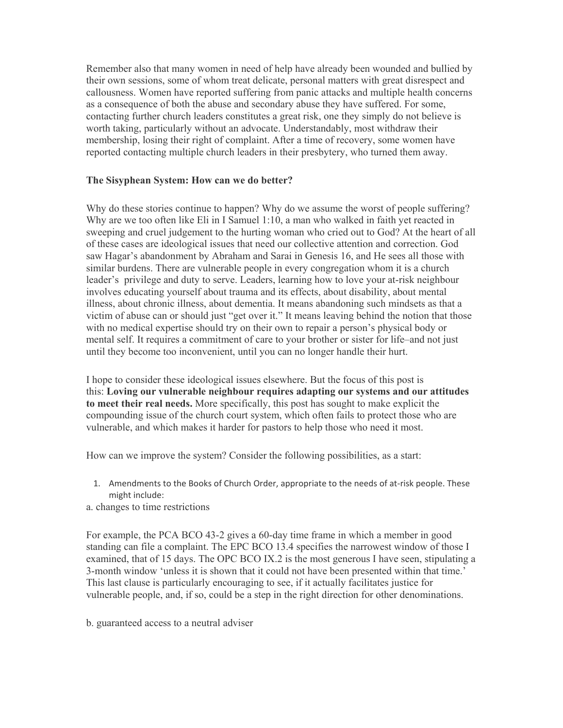Remember also that many women in need of help have already been wounded and bullied by their own sessions, some of whom treat delicate, personal matters with great disrespect and callousness. Women have reported suffering from panic attacks and multiple health concerns as a consequence of both the abuse and secondary abuse they have suffered. For some, contacting further church leaders constitutes a great risk, one they simply do not believe is worth taking, particularly without an advocate. Understandably, most withdraw their membership, losing their right of complaint. After a time of recovery, some women have reported contacting multiple church leaders in their presbytery, who turned them away.

**The Sisyphean System: How can we do better?**

Why do these stories continue to happen? Why do we assume the worst of people suffering? Why are we too often like Eli in I Samuel 1:10, a man who walked in faith yet reacted in sweeping and cruel judgement to the hurting woman who cried out to God? At the heart of all of these cases are ideological issues that need our collective attention and correction. God saw Hagar's abandonment by Abraham and Sarai in Genesis 16, and He sees all those with similar burdens. There are vulnerable people in every congregation whom it is a church leader's privilege and duty to serve. Leaders, learning how to love your at-risk neighbour involves educating yourself about trauma and its effects, about disability, about mental illness, about chronic illness, about dementia. It means abandoning such mindsets as that a victim of abuse can or should just "get over it." It means leaving behind the notion that those with no medical expertise should try on their own to repair a person's physical body or mental self. It requires a commitment of care to your brother or sister for life–and not just until they become too inconvenient, until you can no longer handle their hurt.

I hope to consider these ideological issues elsewhere. But the focus of this post is this: **Loving our vulnerable neighbour requires adapting our systems and our attitudes to meet their real needs.** More specifically, this post has sought to make explicit the compounding issue of the church court system, which often fails to protect those who are vulnerable, and which makes it harder for pastors to help those who need it most.

How can we improve the system? Consider the following possibilities, as a start:

1. Amendments to the Books of Church Order, appropriate to the needs of at-risk people. These might include:

a. changes to time restrictions

For example, the PCA BCO 43-2 gives a 60-day time frame in which a member in good standing can file a complaint. The EPC BCO 13.4 specifies the narrowest window of those I examined, that of 15 days. The OPC BCO IX.2 is the most generous I have seen, stipulating a 3-month window 'unless it is shown that it could not have been presented within that time.' This last clause is particularly encouraging to see, if it actually facilitates justice for vulnerable people, and, if so, could be a step in the right direction for other denominations.

b. guaranteed access to a neutral adviser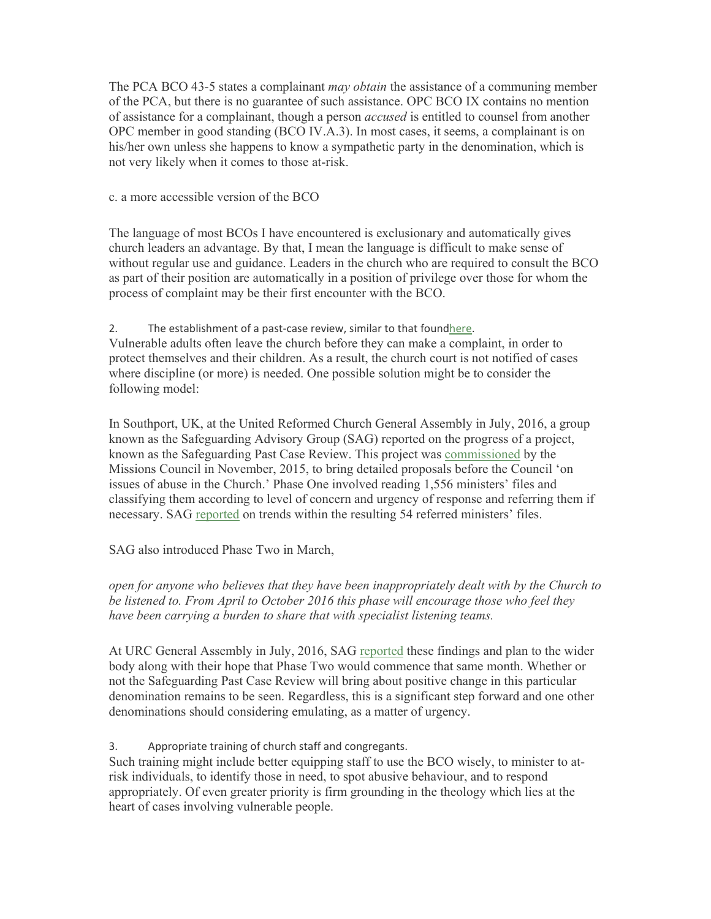The PCA BCO 43-5 states a complainant *may obtain* the assistance of a communing member of the PCA, but there is no guarantee of such assistance. OPC BCO IX contains no mention of assistance for a complainant, though a person *accused* is entitled to counsel from another OPC member in good standing (BCO IV.A.3). In most cases, it seems, a complainant is on his/her own unless she happens to know a sympathetic party in the denomination, which is not very likely when it comes to those at-risk.

c. a more accessible version of the BCO

The language of most BCOs I have encountered is exclusionary and automatically gives church leaders an advantage. By that, I mean the language is difficult to make sense of without regular use and guidance. Leaders in the church who are required to consult the BCO as part of their position are automatically in a position of privilege over those for whom the process of complaint may be their first encounter with the BCO.

2. The establishment of a past-case review, similar to that foundhere.

Vulnerable adults often leave the church before they can make a complaint, in order to protect themselves and their children. As a result, the church court is not notified of cases where discipline (or more) is needed. One possible solution might be to consider the following model:

In Southport, UK, at the United Reformed Church General Assembly in July, 2016, a group known as the Safeguarding Advisory Group (SAG) reported on the progress of a project, known as the Safeguarding Past Case Review. This project was commissioned by the Missions Council in November, 2015, to bring detailed proposals before the Council 'on issues of abuse in the Church.' Phase One involved reading 1,556 ministers' files and classifying them according to level of concern and urgency of response and referring them if necessary. SAG reported on trends within the resulting 54 referred ministers' files.

SAG also introduced Phase Two in March,

*open for anyone who believes that they have been inappropriately dealt with by the Church to be listened to. From April to October 2016 this phase will encourage those who feel they have been carrying a burden to share that with specialist listening teams.*

At URC General Assembly in July, 2016, SAG reported these findings and plan to the wider body along with their hope that Phase Two would commence that same month. Whether or not the Safeguarding Past Case Review will bring about positive change in this particular denomination remains to be seen. Regardless, this is a significant step forward and one other denominations should considering emulating, as a matter of urgency.

3. Appropriate training of church staff and congregants.

Such training might include better equipping staff to use the BCO wisely, to minister to at-risk individuals, to identify those in need, to spot abusive behaviour, and to respond appropriately. Of even greater priority is firm grounding in the theology which lies at the heart of cases involving vulnerable people.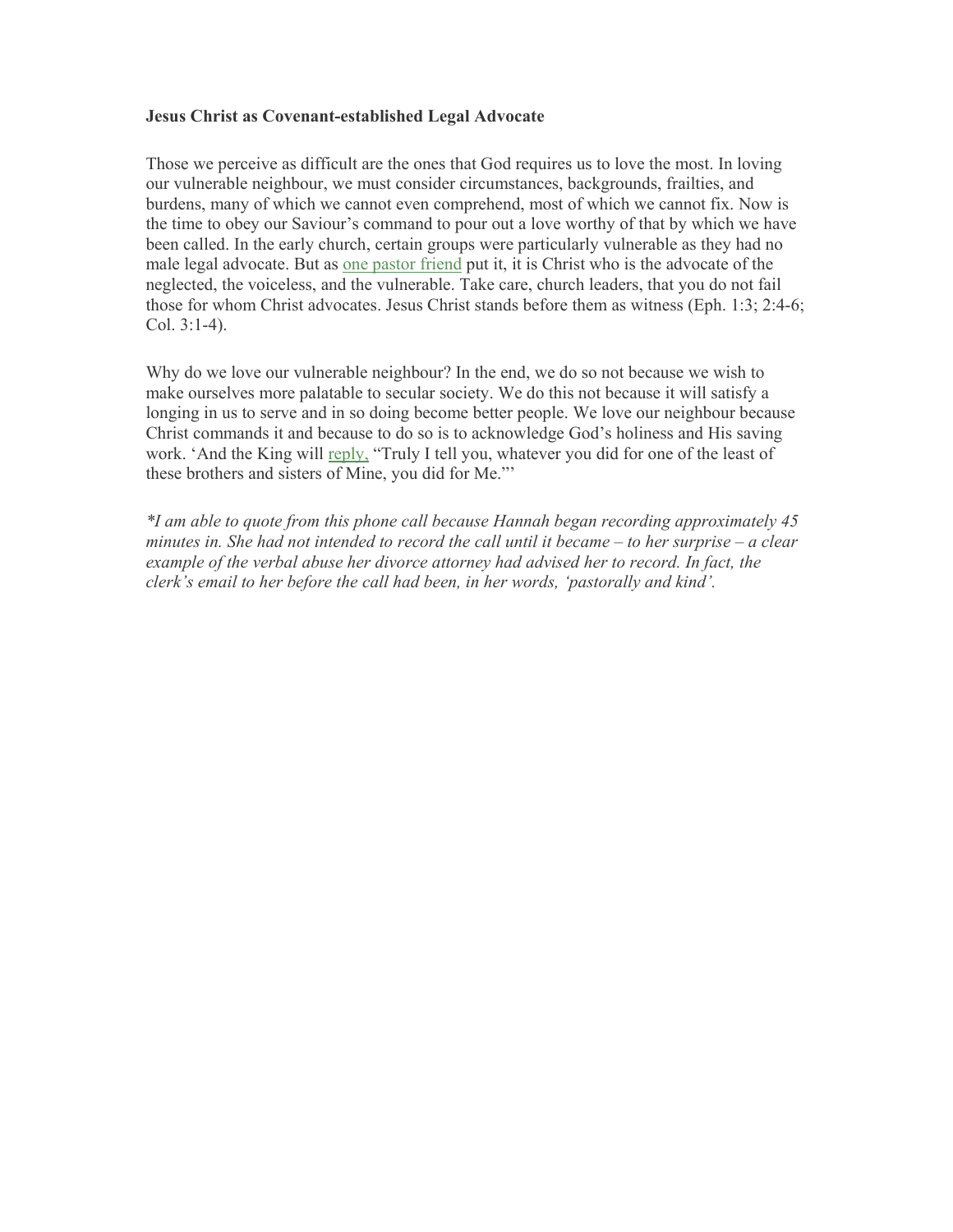**Jesus Christ as Covenant-established Legal Advocate**

Those we perceive as difficult are the ones that God requires us to love the most. In loving our vulnerable neighbour, we must consider circumstances, backgrounds, frailties, and burdens, many of which we cannot even comprehend, most of which we cannot fix. Now is the time to obey our Saviour's command to pour out a love worthy of that by which we have been called. In the early church, certain groups were particularly vulnerable as they had no male legal advocate. But as one pastor friend put it, it is Christ who is the advocate of the neglected, the voiceless, and the vulnerable. Take care, church leaders, that you do not fail those for whom Christ advocates. Jesus Christ stands before them as witness (Eph. 1:3; 2:4-6; Col. 3:1-4).

Why do we love our vulnerable neighbour? In the end, we do so not because we wish to make ourselves more palatable to secular society. We do this not because it will satisfy a longing in us to serve and in so doing become better people. We love our neighbour because Christ commands it and because to do so is to acknowledge God's holiness and His saving work. 'And the King will reply, "Truly I tell you, whatever you did for one of the least of these brothers and sisters of Mine, you did for Me."'

*\*I am able to quote from this phone call because Hannah began recording approximately 45 minutes in. She had not intended to record the call until it became – to her surprise – a clear example of the verbal abuse her divorce attorney had advised her to record. In fact, the clerk's email to her before the call had been, in her words, 'pastorally and kind'.*